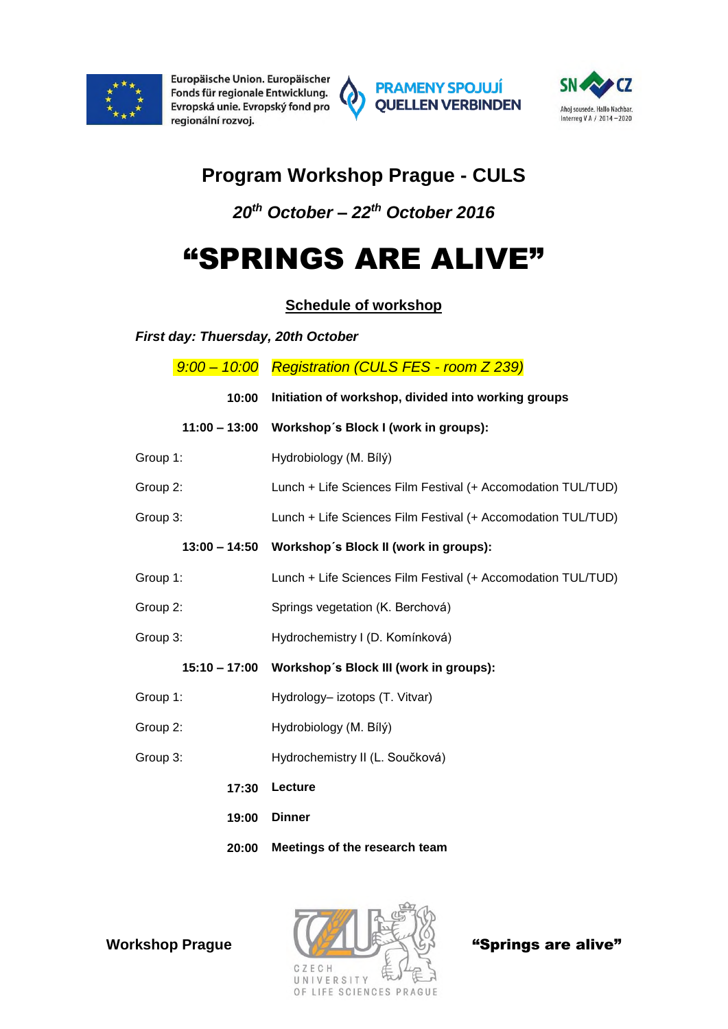Europäische Union. Europäischer Fonds für regionale Entwicklung. Evropská unie. Evropský fond pro regionální rozvoj.

PRAMENY SPOJUJÍ QUELLEN VERBINDEN

SN CZ Ahoj sousede. Hallo Nachbar. Interreg V A / 2014 – 2020

# Program Workshop Prague - CULS

### *20th October – 22th October 2016*

# "SPRINGS ARE ALIVE"

## Schedule of workshop

***First day: Thuersday, 20th October***

| | |
|---|---|
| *9:00 – 10:00* | *Registration (CULS FES - room Z 239)* |
| **10:00** | **Initiation of workshop, divided into working groups** |
| **11:00 – 13:00** | **Workshop´s Block I (work in groups):** |
| Group 1: | Hydrobiology (M. Bílý) |
| Group 2: | Lunch + Life Sciences Film Festival (+ Accomodation TUL/TUD) |
| Group 3: | Lunch + Life Sciences Film Festival (+ Accomodation TUL/TUD) |
| **13:00 – 14:50** | **Workshop´s Block II (work in groups):** |
| Group 1: | Lunch + Life Sciences Film Festival (+ Accomodation TUL/TUD) |
| Group 2: | Springs vegetation (K. Berchová) |
| Group 3: | Hydrochemistry I (D. Komínková) |
| **15:10 – 17:00** | **Workshop´s Block III (work in groups):** |
| Group 1: | Hydrology– izotops (T. Vitvar) |
| Group 2: | Hydrobiology (M. Bílý) |
| Group 3: | Hydrochemistry II (L. Součková) |
| **17:30** | **Lecture** |
| **19:00** | **Dinner** |
| **20:00** | **Meetings of the research team** |

**Workshop Prague** CZECH UNIVERSITY OF LIFE SCIENCES PRAGUE **"Springs are alive"**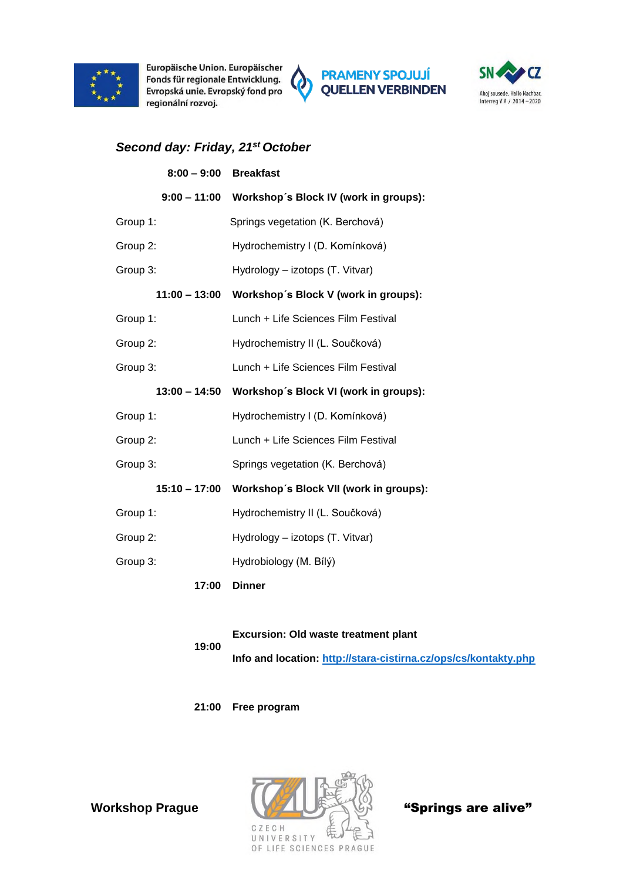## *Second day: Friday, 21st October*

| | |
|---|---|
| **8:00 – 9:00** | **Breakfast** |
| **9:00 – 11:00** | **Workshop´s Block IV (work in groups):** |
| Group 1: | Springs vegetation (K. Berchová) |
| Group 2: | Hydrochemistry I (D. Komínková) |
| Group 3: | Hydrology – izotops (T. Vitvar) |
| **11:00 – 13:00** | **Workshop´s Block V (work in groups):** |
| Group 1: | Lunch + Life Sciences Film Festival |
| Group 2: | Hydrochemistry II (L. Součková) |
| Group 3: | Lunch + Life Sciences Film Festival |
| **13:00 – 14:50** | **Workshop´s Block VI (work in groups):** |
| Group 1: | Hydrochemistry I (D. Komínková) |
| Group 2: | Lunch + Life Sciences Film Festival |
| Group 3: | Springs vegetation (K. Berchová) |
| **15:10 – 17:00** | **Workshop´s Block VII (work in groups):** |
| Group 1: | Hydrochemistry II (L. Součková) |
| Group 2: | Hydrology – izotops (T. Vitvar) |
| Group 3: | Hydrobiology (M. Bílý) |
| **17:00** | **Dinner** |
| **19:00** | **Excursion: Old waste treatment plant**<br>**Info and location:** [http://stara-cistirna.cz/ops/cs/kontakty.php](http://stara-cistirna.cz/ops/cs/kontakty.php) |
| **21:00** | **Free program** |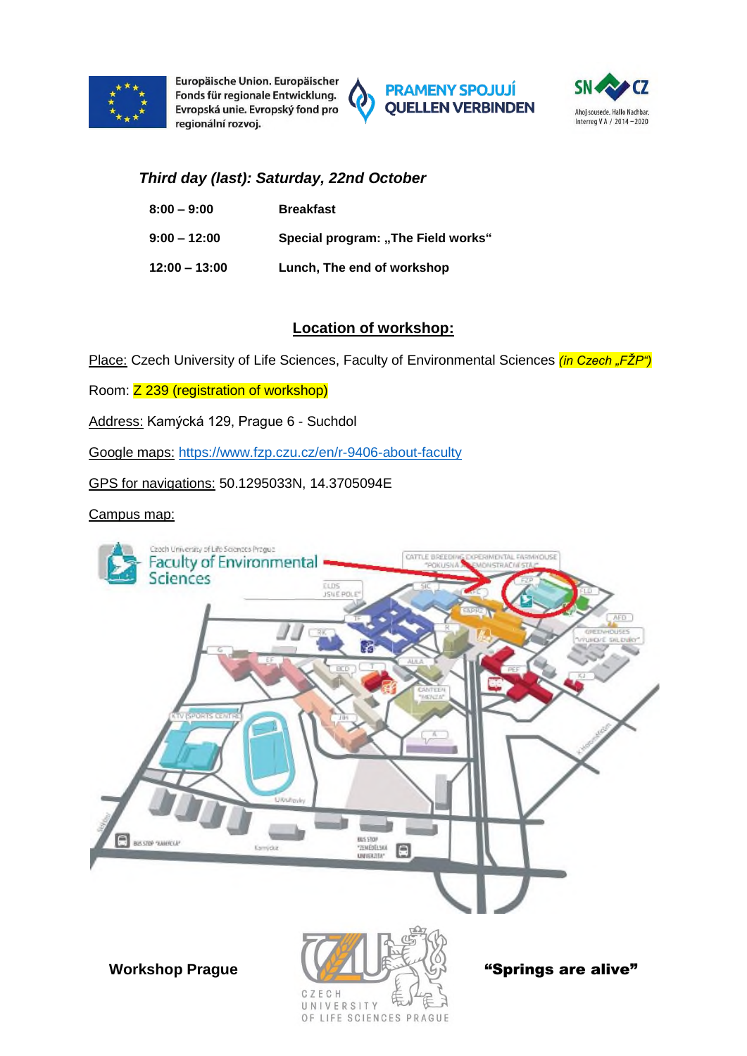Europäische Union. Europäischer Fonds für regionale Entwicklung. Evropská unie. Evropský fond pro regionální rozvoj.

PRAMENY SPOJUJÍ QUELLEN VERBINDEN

SN CZ Ahoj sousede. Hallo Nachbar. Interreg V A / 2014 – 2020

### *Third day (last): Saturday, 22nd October*

| | |
|---|---|
| **8:00 – 9:00** | **Breakfast** |
| **9:00 – 12:00** | **Special program: „The Field works“** |
| **12:00 – 13:00** | **Lunch, The end of workshop** |

## Location of workshop:

Place: Czech University of Life Sciences, Faculty of Environmental Sciences *(in Czech „FŽP“)*

Room: Z 239 (registration of workshop)

Address: Kamýcká 129, Prague 6 - Suchdol

Google maps: https://www.fzp.czu.cz/en/r-9406-about-faculty

GPS for navigations: 50.1295033N, 14.3705094E

Campus map:

**Workshop Prague** **“Springs are alive”**

CZECH UNIVERSITY OF LIFE SCIENCES PRAGUE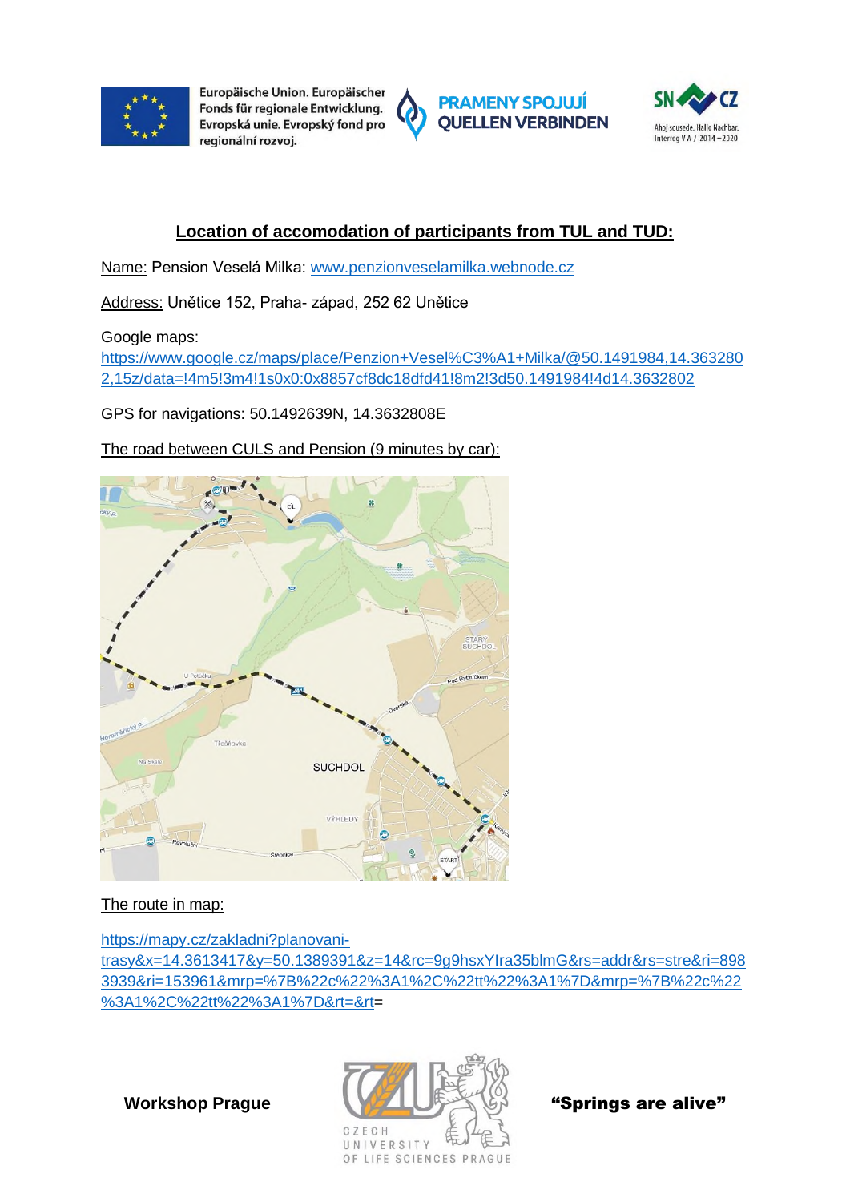## Location of accomodation of participants from TUL and TUD:

Name: Pension Veselá Milka: www.penzionveselamilka.webnode.cz

Address: Unětice 152, Praha- západ, 252 62 Unětice

Google maps:
https://www.google.cz/maps/place/Penzion+Vesel%C3%A1+Milka/@50.1491984,14.3632802,15z/data=!4m5!3m4!1s0x0:0x8857cf8dc18dfd41!8m2!3d50.1491984!4d14.3632802

GPS for navigations: 50.1492639N, 14.3632808E

The road between CULS and Pension (9 minutes by car):

The route in map:

https://mapy.cz/zakladni?planovani-trasy&x=14.3613417&y=50.1389391&z=14&rc=9g9hsxYIra35blmG&rs=addr&rs=stre&ri=8983939&ri=153961&mrp=%7B%22c%22%3A1%2C%22tt%22%3A1%7D&mrp=%7B%22c%22%3A1%2C%22tt%22%3A1%7D&rt=&rt=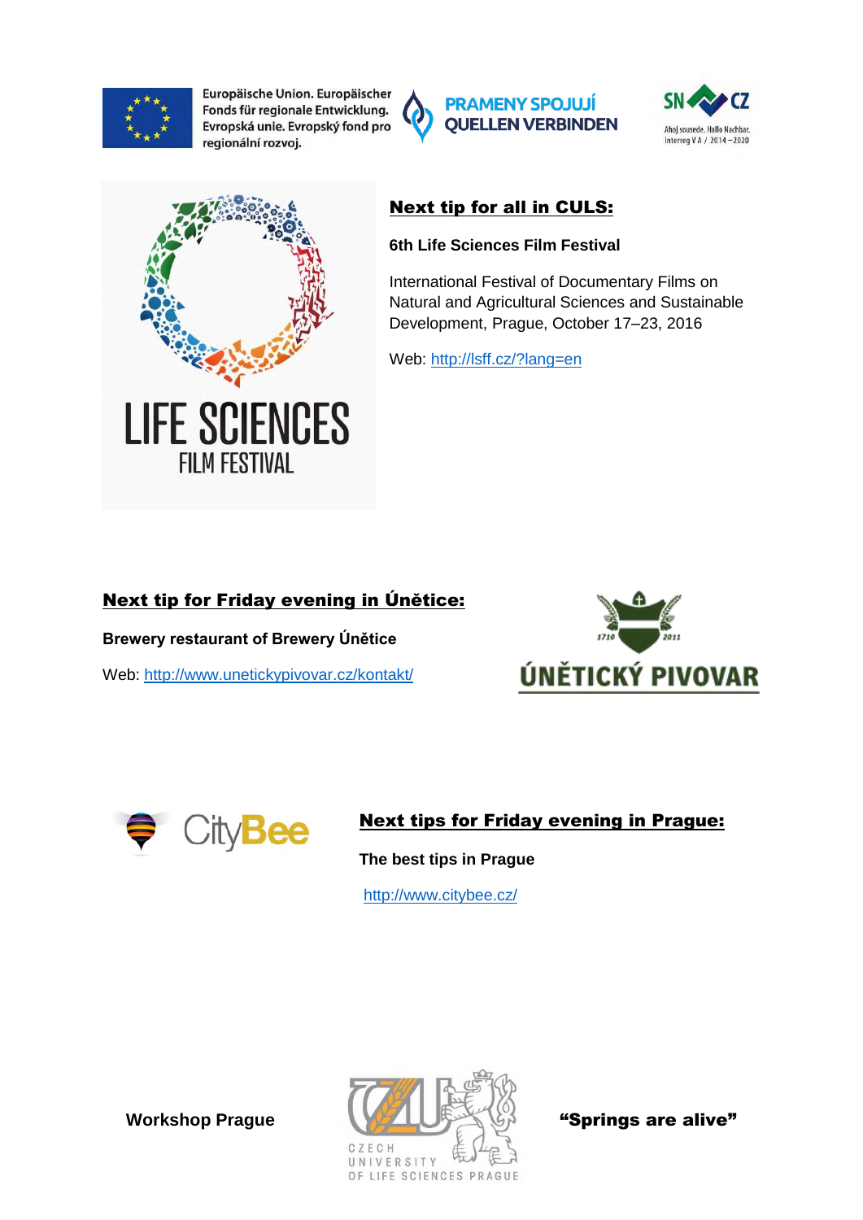Europäische Union. Europäischer Fonds für regionale Entwicklung. Evropská unie. Evropský fond pro regionální rozvoj.

PRAMENY SPOJUJÍ QUELLEN VERBINDEN

SN CZ Ahoj sousede. Hallo Nachbar. Interreg V A / 2014 – 2020

LIFE SCIENCES FILM FESTIVAL

## Next tip for all in CULS:

**6th Life Sciences Film Festival**

International Festival of Documentary Films on Natural and Agricultural Sciences and Sustainable Development, Prague, October 17–23, 2016

Web: http://lsff.cz/?lang=en

## Next tip for Friday evening in Únětice:

**Brewery restaurant of Brewery Únětice**

Web: http://www.unetickypivovar.cz/kontakt/

1710 2011 ÚNĚTICKÝ PIVOVAR

CityBee

## Next tips for Friday evening in Prague:

**The best tips in Prague**

http://www.citybee.cz/

**Workshop Prague** CZECH UNIVERSITY OF LIFE SCIENCES PRAGUE **"Springs are alive"**